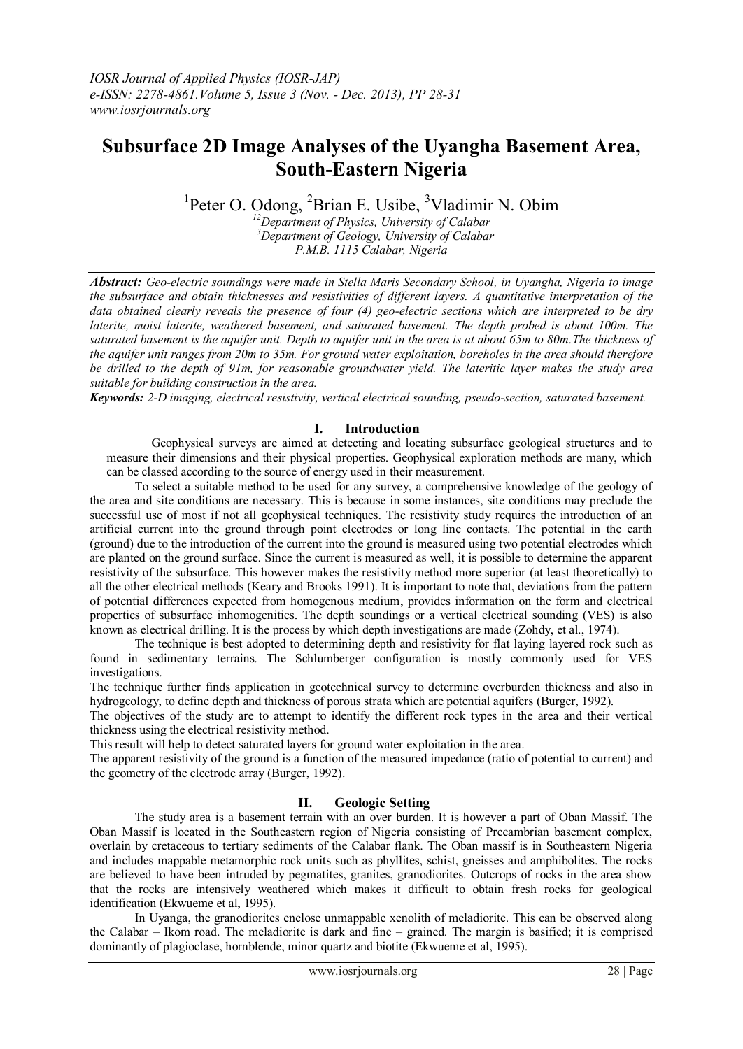# Subsurface 2D Image Analyses of the Uyangha Basement Area, South-Eastern Nigeria

[1]Peter O. Odong, [2]Brian E. Usibe, [3]Vladimir N. Obim

*[12]Department of Physics, University of Calabar*
*[3]Department of Geology, University of Calabar*
*P.M.B. 1115 Calabar, Nigeria*

***Abstract:*** *Geo-electric soundings were made in Stella Maris Secondary School, in Uyangha, Nigeria to image the subsurface and obtain thicknesses and resistivities of different layers. A quantitative interpretation of the data obtained clearly reveals the presence of four (4) geo-electric sections which are interpreted to be dry laterite, moist laterite, weathered basement, and saturated basement. The depth probed is about 100m. The saturated basement is the aquifer unit. Depth to aquifer unit in the area is at about 65m to 80m.The thickness of the aquifer unit ranges from 20m to 35m. For ground water exploitation, boreholes in the area should therefore be drilled to the depth of 91m, for reasonable groundwater yield. The lateritic layer makes the study area suitable for building construction in the area.*

***Keywords:*** *2-D imaging, electrical resistivity, vertical electrical sounding, pseudo-section, saturated basement.*

## I. Introduction

Geophysical surveys are aimed at detecting and locating subsurface geological structures and to measure their dimensions and their physical properties. Geophysical exploration methods are many, which can be classed according to the source of energy used in their measurement.

To select a suitable method to be used for any survey, a comprehensive knowledge of the geology of the area and site conditions are necessary. This is because in some instances, site conditions may preclude the successful use of most if not all geophysical techniques. The resistivity study requires the introduction of an artificial current into the ground through point electrodes or long line contacts. The potential in the earth (ground) due to the introduction of the current into the ground is measured using two potential electrodes which are planted on the ground surface. Since the current is measured as well, it is possible to determine the apparent resistivity of the subsurface. This however makes the resistivity method more superior (at least theoretically) to all the other electrical methods (Keary and Brooks 1991). It is important to note that, deviations from the pattern of potential differences expected from homogenous medium, provides information on the form and electrical properties of subsurface inhomogenities. The depth soundings or a vertical electrical sounding (VES) is also known as electrical drilling. It is the process by which depth investigations are made (Zohdy, et al., 1974).

The technique is best adopted to determining depth and resistivity for flat laying layered rock such as found in sedimentary terrains. The Schlumberger configuration is mostly commonly used for VES investigations.

The technique further finds application in geotechnical survey to determine overburden thickness and also in hydrogeology, to define depth and thickness of porous strata which are potential aquifers (Burger, 1992).

The objectives of the study are to attempt to identify the different rock types in the area and their vertical thickness using the electrical resistivity method.

This result will help to detect saturated layers for ground water exploitation in the area.

The apparent resistivity of the ground is a function of the measured impedance (ratio of potential to current) and the geometry of the electrode array (Burger, 1992).

## II. Geologic Setting

The study area is a basement terrain with an over burden. It is however a part of Oban Massif. The Oban Massif is located in the Southeastern region of Nigeria consisting of Precambrian basement complex, overlain by cretaceous to tertiary sediments of the Calabar flank. The Oban massif is in Southeastern Nigeria and includes mappable metamorphic rock units such as phyllites, schist, gneisses and amphibolites. The rocks are believed to have been intruded by pegmatites, granites, granodiorites. Outcrops of rocks in the area show that the rocks are intensively weathered which makes it difficult to obtain fresh rocks for geological identification (Ekwueme et al, 1995).

In Uyanga, the granodiorites enclose unmappable xenolith of meladiorite. This can be observed along the Calabar – Ikom road. The meladiorite is dark and fine – grained. The margin is basified; it is comprised dominantly of plagioclase, hornblende, minor quartz and biotite (Ekwueme et al, 1995).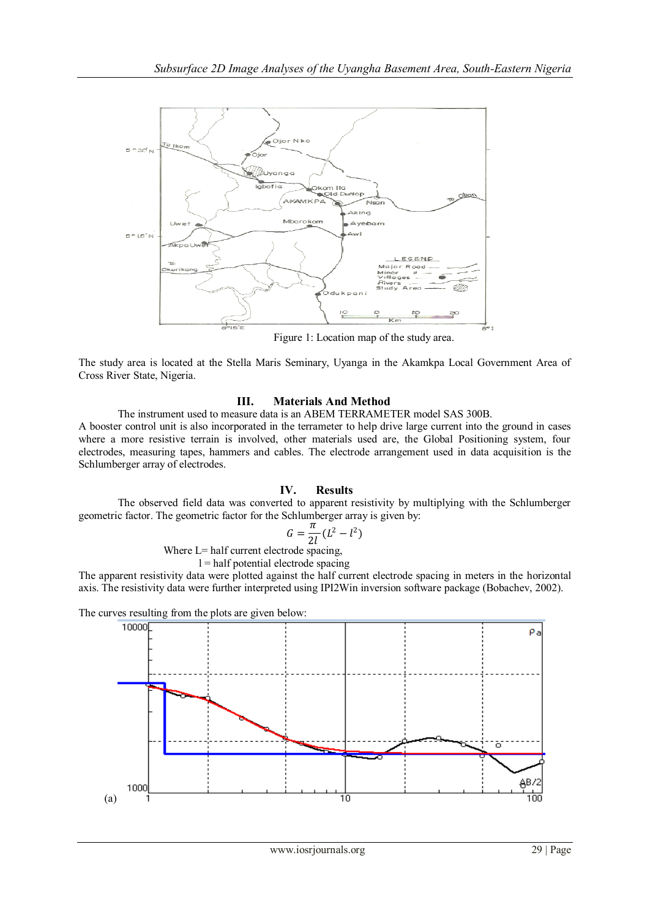Figure 1: Location map of the study area.

The study area is located at the Stella Maris Seminary, Uyanga in the Akamkpa Local Government Area of Cross River State, Nigeria.

## III. Materials And Method

The instrument used to measure data is an ABEM TERRAMETER model SAS 300B.

A booster control unit is also incorporated in the terrameter to help drive large current into the ground in cases where a more resistive terrain is involved, other materials used are, the Global Positioning system, four electrodes, measuring tapes, hammers and cables. The electrode arrangement used in data acquisition is the Schlumberger array of electrodes.

## IV. Results

The observed field data was converted to apparent resistivity by multiplying with the Schlumberger geometric factor. The geometric factor for the Schlumberger array is given by:

$$G = \frac{\pi}{2l}(L^2 - l^2)$$

Where L= half current electrode spacing,

l = half potential electrode spacing

The apparent resistivity data were plotted against the half current electrode spacing in meters in the horizontal axis. The resistivity data were further interpreted using IPI2Win inversion software package (Bobachev, 2002).

The curves resulting from the plots are given below:

10000
ρa
1000
AB/2
1
10
100
(a)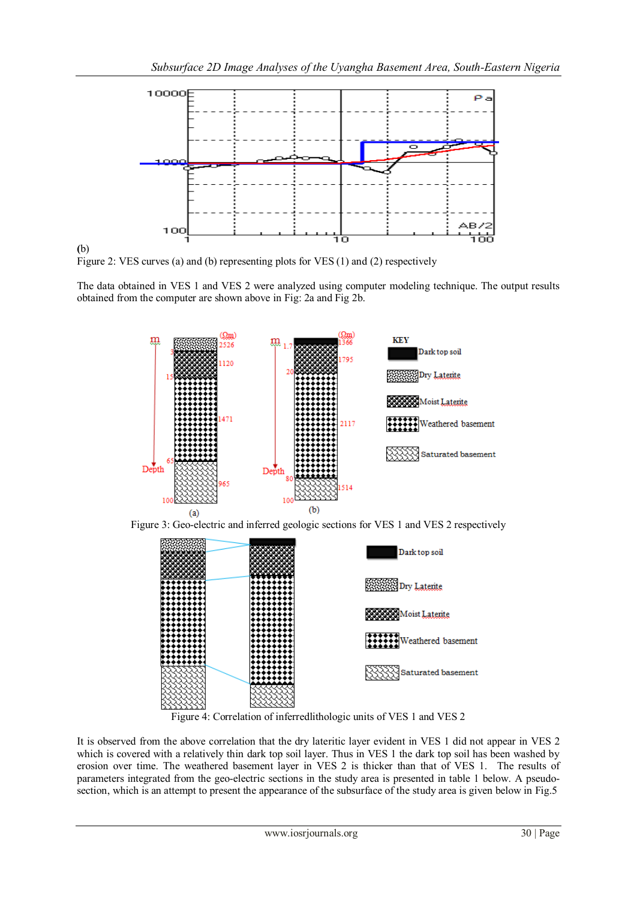10000

Pa

1000

100

1

10

100

AB/2

(b)

Figure 2: VES curves (a) and (b) representing plots for VES (1) and (2) respectively

The data obtained in VES 1 and VES 2 were analyzed using computer modeling technique. The output results obtained from the computer are shown above in Fig: 2a and Fig 2b.

m (Ωm) 2526 3 1120 15 1471 65 Depth 965 100

(a)

m 1.7 (Ωm) 1366 1795 20 2117 Depth 80 1514 100

(b)

KEY

Dark top soil

Dry Laterite

Moist Laterite

Weathered basement

Saturated basement

Figure 3: Geo-electric and inferred geologic sections for VES 1 and VES 2 respectively

Dark top soil

Dry Laterite

Moist Laterite

Weathered basement

Saturated basement

Figure 4: Correlation of inferredlithologic units of VES 1 and VES 2

It is observed from the above correlation that the dry lateritic layer evident in VES 1 did not appear in VES 2 which is covered with a relatively thin dark top soil layer. Thus in VES 1 the dark top soil has been washed by erosion over time. The weathered basement layer in VES 2 is thicker than that of VES 1. The results of parameters integrated from the geo-electric sections in the study area is presented in table 1 below. A pseudo-section, which is an attempt to present the appearance of the subsurface of the study area is given below in Fig.5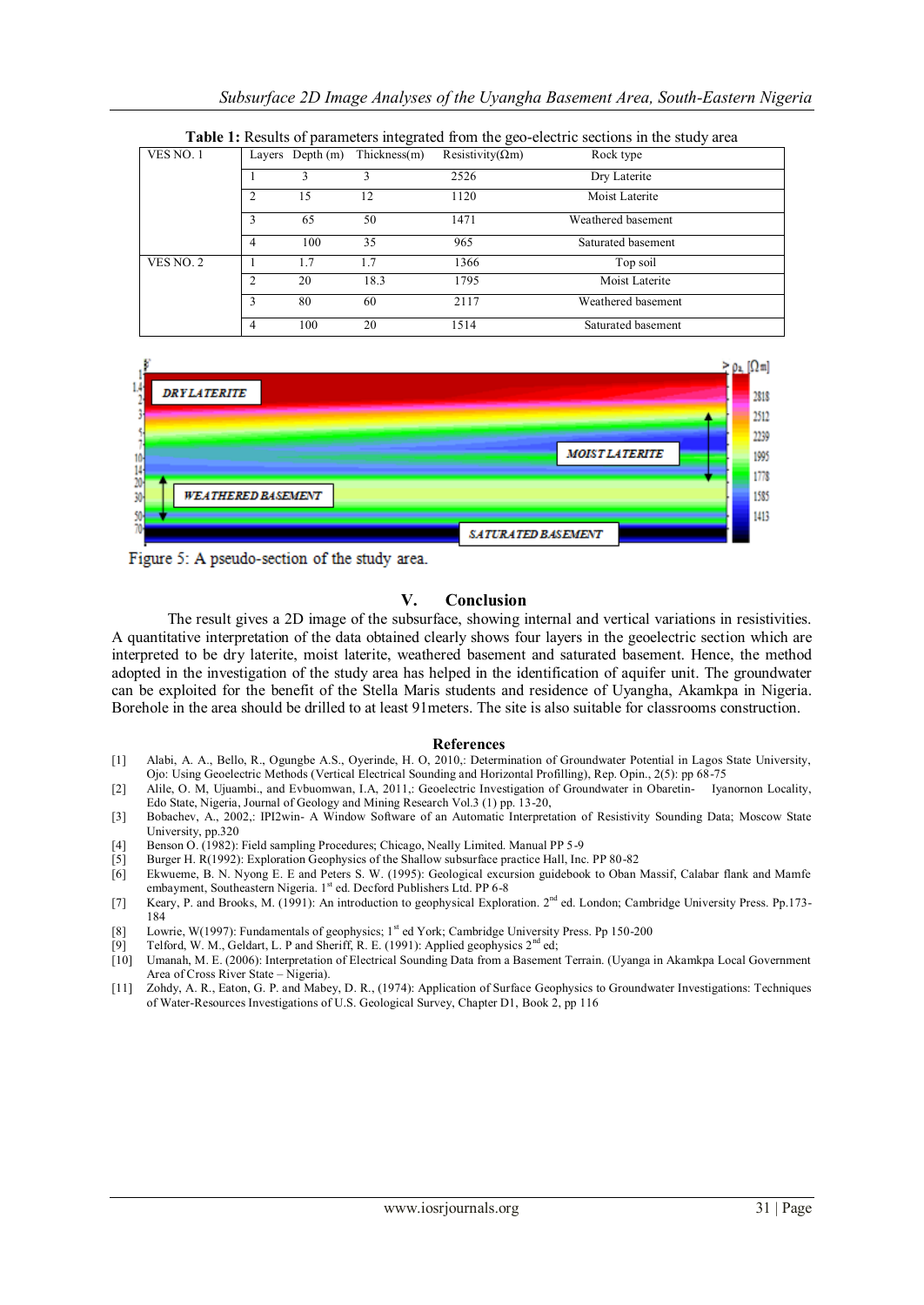**Table 1:** Results of parameters integrated from the geo-electric sections in the study area

| VES NO. 1 | Layers | Depth (m) | Thickness(m) | Resistivity(Ωm) | Rock type |
|---|---|---|---|---|---|
| | 1 | 3 | 3 | 2526 | Dry Laterite |
| | 2 | 15 | 12 | 1120 | Moist Laterite |
| | 3 | 65 | 50 | 1471 | Weathered basement |
| | 4 | 100 | 35 | 965 | Saturated basement |
| VES NO. 2 | 1 | 1.7 | 1.7 | 1366 | Top soil |
| | 2 | 20 | 18.3 | 1795 | Moist Laterite |
| | 3 | 80 | 60 | 2117 | Weathered basement |
| | 4 | 100 | 20 | 1514 | Saturated basement |

DRY LATERITE
MOIST LATERITE
WEATHERED BASEMENT
SATURATED BASEMENT
ρa [Ωm]
2818
2512
2239
1995
1778
1585
1413

Figure 5: A pseudo-section of the study area.

## V. Conclusion

The result gives a 2D image of the subsurface, showing internal and vertical variations in resistivities. A quantitative interpretation of the data obtained clearly shows four layers in the geoelectric section which are interpreted to be dry laterite, moist laterite, weathered basement and saturated basement. Hence, the method adopted in the investigation of the study area has helped in the identification of aquifer unit. The groundwater can be exploited for the benefit of the Stella Maris students and residence of Uyangha, Akamkpa in Nigeria. Borehole in the area should be drilled to at least 91meters. The site is also suitable for classrooms construction.

## References

[1] Alabi, A. A., Bello, R., Ogungbe A.S., Oyerinde, H. O, 2010,: Determination of Groundwater Potential in Lagos State University, Ojo: Using Geoelectric Methods (Vertical Electrical Sounding and Horizontal Profilling), Rep. Opin., 2(5): pp 68-75

[2] Alile, O. M, Ujuambi., and Evbuomwan, I.A, 2011,: Geoelectric Investigation of Groundwater in Obaretin- Iyanornon Locality, Edo State, Nigeria, Journal of Geology and Mining Research Vol.3 (1) pp. 13-20,

[3] Bobachev, A., 2002,: IPI2win- A Window Software of an Automatic Interpretation of Resistivity Sounding Data; Moscow State University, pp.320

[4] Benson O. (1982): Field sampling Procedures; Chicago, Neally Limited. Manual PP 5-9

[5] Burger H. R(1992): Exploration Geophysics of the Shallow subsurface practice Hall, Inc. PP 80-82

[6] Ekwueme, B. N. Nyong E. E and Peters S. W. (1995): Geological excursion guidebook to Oban Massif, Calabar flank and Mamfe embayment, Southeastern Nigeria. 1st ed. Decford Publishers Ltd. PP 6-8

[7] Keary, P. and Brooks, M. (1991): An introduction to geophysical Exploration. 2nd ed. London; Cambridge University Press. Pp.173-184

[8] Lowrie, W(1997): Fundamentals of geophysics; 1st ed York; Cambridge University Press. Pp 150-200

[9] Telford, W. M., Geldart, L. P and Sheriff, R. E. (1991): Applied geophysics 2nd ed;

[10] Umanah, M. E. (2006): Interpretation of Electrical Sounding Data from a Basement Terrain. (Uyanga in Akamkpa Local Government Area of Cross River State – Nigeria).

[11] Zohdy, A. R., Eaton, G. P. and Mabey, D. R., (1974): Application of Surface Geophysics to Groundwater Investigations: Techniques of Water-Resources Investigations of U.S. Geological Survey, Chapter D1, Book 2, pp 116